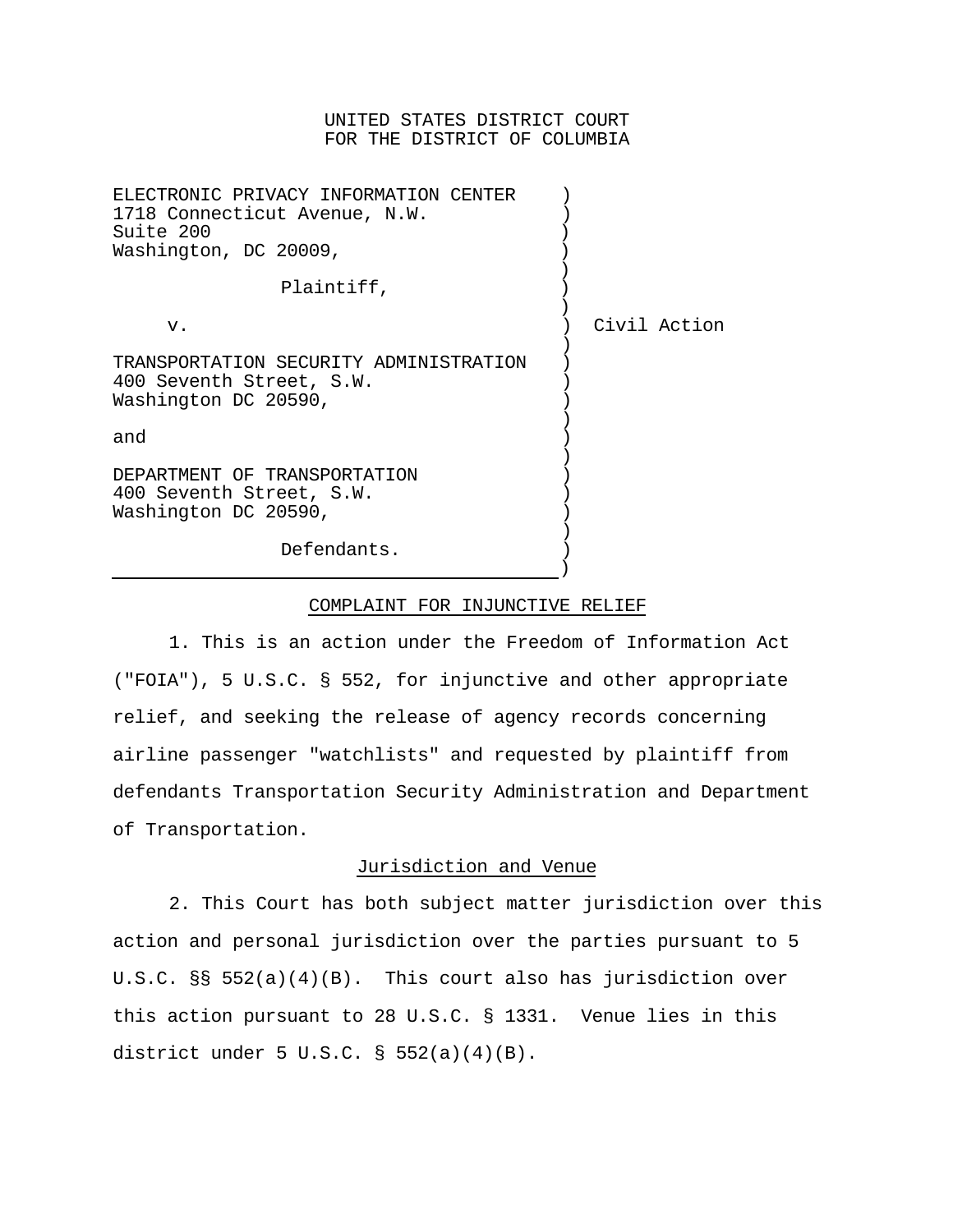UNITED STATES DISTRICT COURT
FOR THE DISTRICT OF COLUMBIA

ELECTRONIC PRIVACY INFORMATION CENTER
1718 Connecticut Avenue, N.W.
Suite 200
Washington, DC 20009,

Plaintiff,

v.

TRANSPORTATION SECURITY ADMINISTRATION
400 Seventh Street, S.W.
Washington DC 20590,

and

DEPARTMENT OF TRANSPORTATION
400 Seventh Street, S.W.
Washington DC 20590,

Defendants.

Civil Action

## COMPLAINT FOR INJUNCTIVE RELIEF

1. This is an action under the Freedom of Information Act ("FOIA"), 5 U.S.C. § 552, for injunctive and other appropriate relief, and seeking the release of agency records concerning airline passenger "watchlists" and requested by plaintiff from defendants Transportation Security Administration and Department of Transportation.

### Jurisdiction and Venue

2. This Court has both subject matter jurisdiction over this action and personal jurisdiction over the parties pursuant to 5 U.S.C. §§ 552(a)(4)(B). This court also has jurisdiction over this action pursuant to 28 U.S.C. § 1331. Venue lies in this district under 5 U.S.C. § 552(a)(4)(B).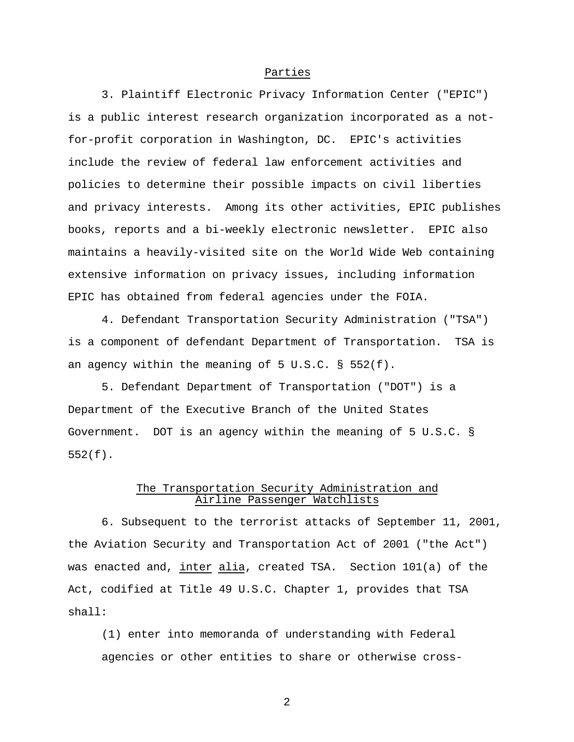## Parties

3. Plaintiff Electronic Privacy Information Center ("EPIC") is a public interest research organization incorporated as a not-for-profit corporation in Washington, DC. EPIC's activities include the review of federal law enforcement activities and policies to determine their possible impacts on civil liberties and privacy interests. Among its other activities, EPIC publishes books, reports and a bi-weekly electronic newsletter. EPIC also maintains a heavily-visited site on the World Wide Web containing extensive information on privacy issues, including information EPIC has obtained from federal agencies under the FOIA.

4. Defendant Transportation Security Administration ("TSA") is a component of defendant Department of Transportation. TSA is an agency within the meaning of 5 U.S.C. § 552(f).

5. Defendant Department of Transportation ("DOT") is a Department of the Executive Branch of the United States Government. DOT is an agency within the meaning of 5 U.S.C. § 552(f).

## The Transportation Security Administration and Airline Passenger Watchlists

6. Subsequent to the terrorist attacks of September 11, 2001, the Aviation Security and Transportation Act of 2001 ("the Act") was enacted and, *inter alia*, created TSA. Section 101(a) of the Act, codified at Title 49 U.S.C. Chapter 1, provides that TSA shall:

> (1) enter into memoranda of understanding with Federal agencies or other entities to share or otherwise cross-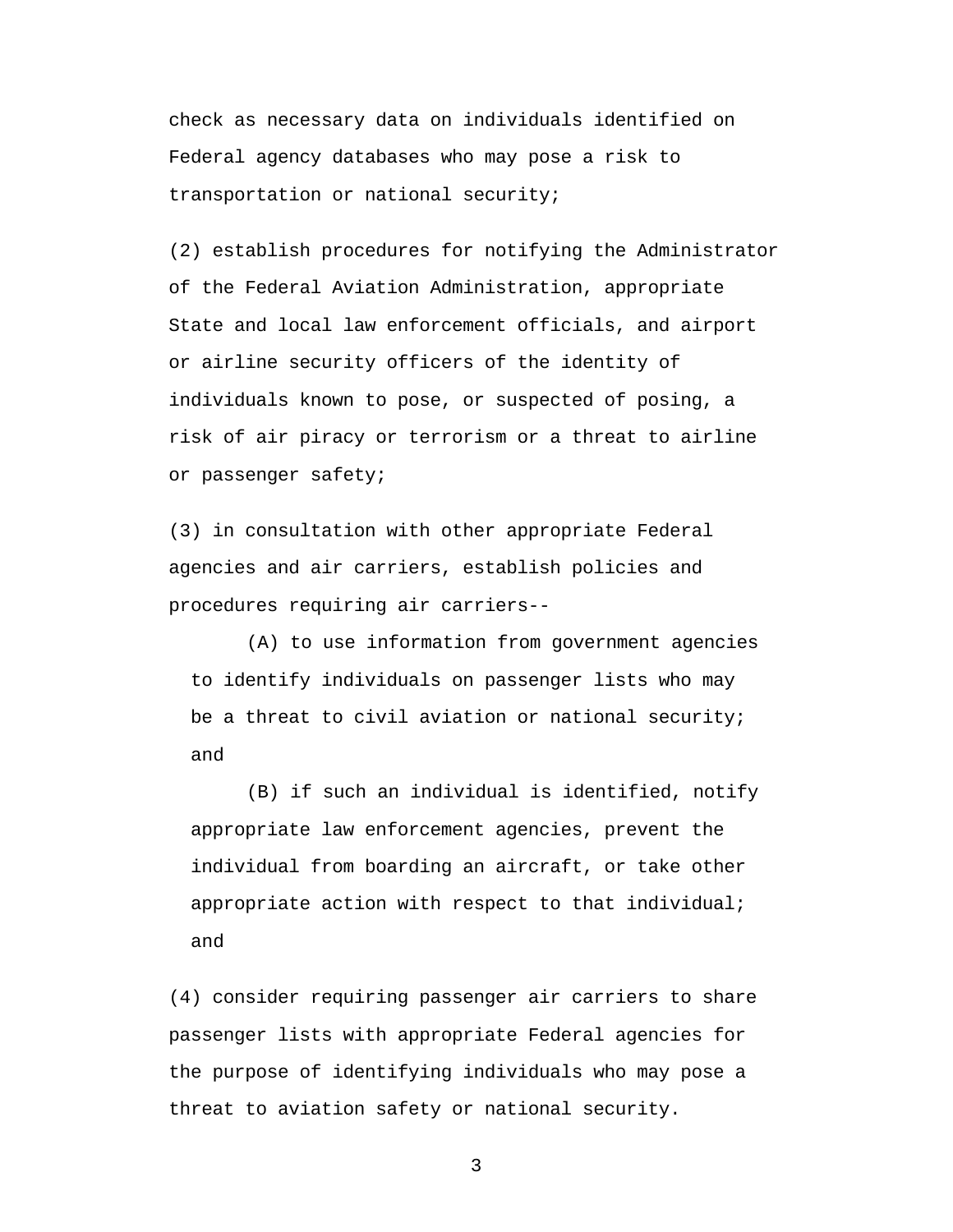check as necessary data on individuals identified on Federal agency databases who may pose a risk to transportation or national security;

(2) establish procedures for notifying the Administrator of the Federal Aviation Administration, appropriate State and local law enforcement officials, and airport or airline security officers of the identity of individuals known to pose, or suspected of posing, a risk of air piracy or terrorism or a threat to airline or passenger safety;

(3) in consultation with other appropriate Federal agencies and air carriers, establish policies and procedures requiring air carriers--

> (A) to use information from government agencies to identify individuals on passenger lists who may be a threat to civil aviation or national security; and
>
> (B) if such an individual is identified, notify appropriate law enforcement agencies, prevent the individual from boarding an aircraft, or take other appropriate action with respect to that individual; and

(4) consider requiring passenger air carriers to share passenger lists with appropriate Federal agencies for the purpose of identifying individuals who may pose a threat to aviation safety or national security.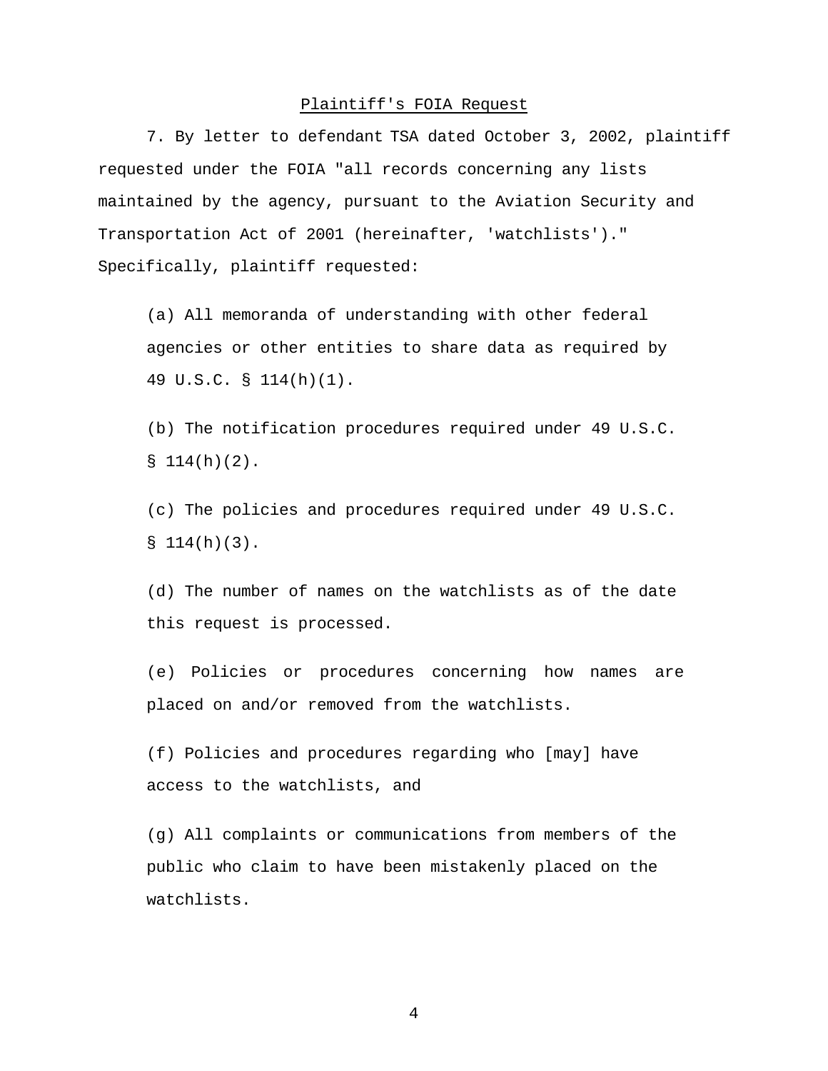## Plaintiff's FOIA Request

7. By letter to defendant TSA dated October 3, 2002, plaintiff requested under the FOIA "all records concerning any lists maintained by the agency, pursuant to the Aviation Security and Transportation Act of 2001 (hereinafter, 'watchlists')." Specifically, plaintiff requested:

> (a) All memoranda of understanding with other federal agencies or other entities to share data as required by 49 U.S.C. § 114(h)(1).
>
> (b) The notification procedures required under 49 U.S.C. § 114(h)(2).
>
> (c) The policies and procedures required under 49 U.S.C. § 114(h)(3).
>
> (d) The number of names on the watchlists as of the date this request is processed.
>
> (e) Policies or procedures concerning how names are placed on and/or removed from the watchlists.
>
> (f) Policies and procedures regarding who [may] have access to the watchlists, and
>
> (g) All complaints or communications from members of the public who claim to have been mistakenly placed on the watchlists.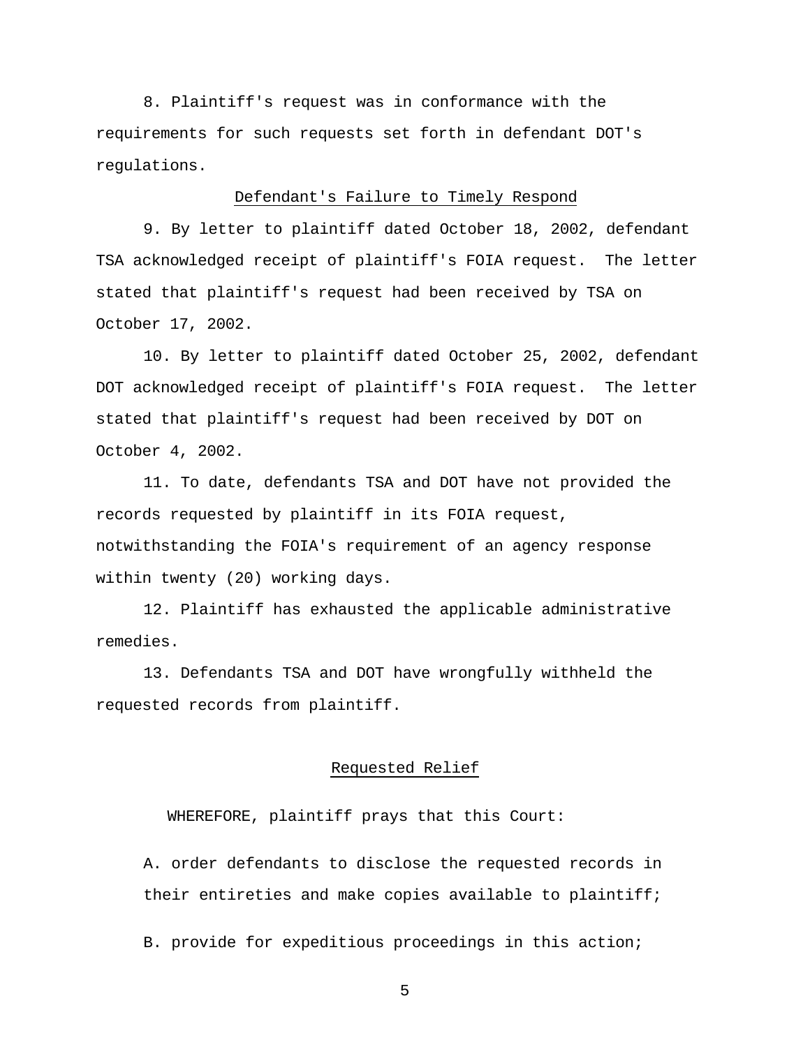8. Plaintiff's request was in conformance with the requirements for such requests set forth in defendant DOT's regulations.

## Defendant's Failure to Timely Respond

9. By letter to plaintiff dated October 18, 2002, defendant TSA acknowledged receipt of plaintiff's FOIA request. The letter stated that plaintiff's request had been received by TSA on October 17, 2002.

10. By letter to plaintiff dated October 25, 2002, defendant DOT acknowledged receipt of plaintiff's FOIA request. The letter stated that plaintiff's request had been received by DOT on October 4, 2002.

11. To date, defendants TSA and DOT have not provided the records requested by plaintiff in its FOIA request, notwithstanding the FOIA's requirement of an agency response within twenty (20) working days.

12. Plaintiff has exhausted the applicable administrative remedies.

13. Defendants TSA and DOT have wrongfully withheld the requested records from plaintiff.

## Requested Relief

WHEREFORE, plaintiff prays that this Court:

A. order defendants to disclose the requested records in their entireties and make copies available to plaintiff;

B. provide for expeditious proceedings in this action;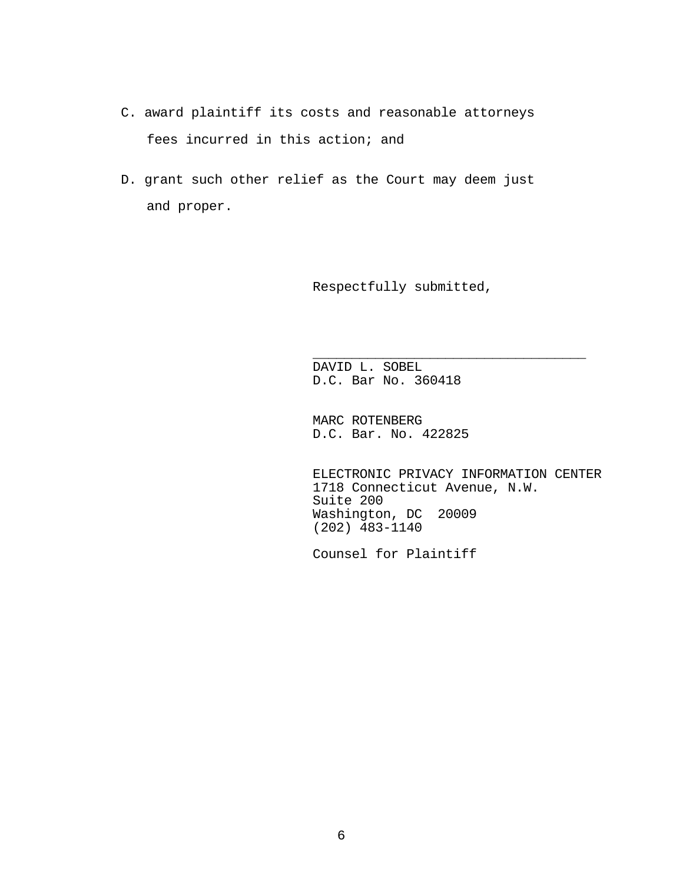C. award plaintiff its costs and reasonable attorneys fees incurred in this action; and

D. grant such other relief as the Court may deem just and proper.

Respectfully submitted,

___________________________________
DAVID L. SOBEL
D.C. Bar No. 360418

MARC ROTENBERG
D.C. Bar. No. 422825

ELECTRONIC PRIVACY INFORMATION CENTER
1718 Connecticut Avenue, N.W.
Suite 200
Washington, DC 20009
(202) 483-1140

Counsel for Plaintiff